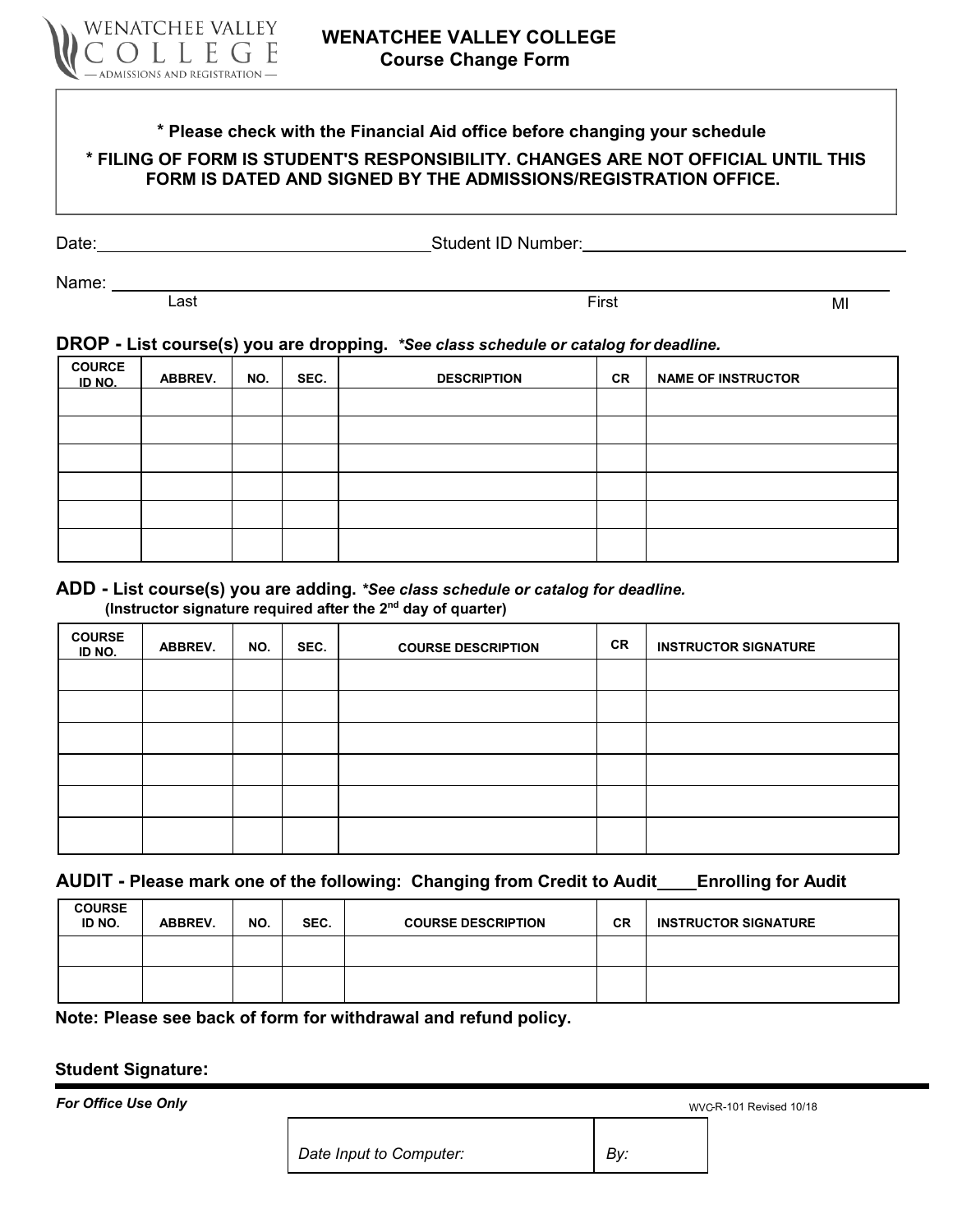WENATCHEE VALLEY COLLEGE — ADMISSIONS AND REGISTRATION —

# WENATCHEE VALLEY COLLEGE
## Course Change Form

**\* Please check with the Financial Aid office before changing your schedule**

**\* FILING OF FORM IS STUDENT'S RESPONSIBILITY. CHANGES ARE NOT OFFICIAL UNTIL THIS FORM IS DATED AND SIGNED BY THE ADMISSIONS/REGISTRATION OFFICE.**

Date: ______________________ Student ID Number: ______________________

Name: ______________________________________________
Last First MI

**DROP - List course(s) you are dropping.** ***\*See class schedule or catalog for deadline.***

| COURCE ID NO. | ABBREV. | NO. | SEC. | DESCRIPTION | CR | NAME OF INSTRUCTOR |
|---|---|---|---|---|---|---|
| | | | | | | |
| | | | | | | |
| | | | | | | |
| | | | | | | |
| | | | | | | |
| | | | | | | |

**ADD - List course(s) you are adding.** ***\*See class schedule or catalog for deadline.***
**(Instructor signature required after the 2nd day of quarter)**

| COURSE ID NO. | ABBREV. | NO. | SEC. | COURSE DESCRIPTION | CR | INSTRUCTOR SIGNATURE |
|---|---|---|---|---|---|---|
| | | | | | | |
| | | | | | | |
| | | | | | | |
| | | | | | | |
| | | | | | | |
| | | | | | | |

**AUDIT - Please mark one of the following: Changing from Credit to Audit____Enrolling for Audit**

| COURSE ID NO. | ABBREV. | NO. | SEC. | COURSE DESCRIPTION | CR | INSTRUCTOR SIGNATURE |
|---|---|---|---|---|---|---|
| | | | | | | |
| | | | | | | |

**Note: Please see back of form for withdrawal and refund policy.**

**Student Signature:**

***For Office Use Only***

WVC-R-101 Revised 10/18

| *Date Input to Computer:* | *By:* |
|---|---|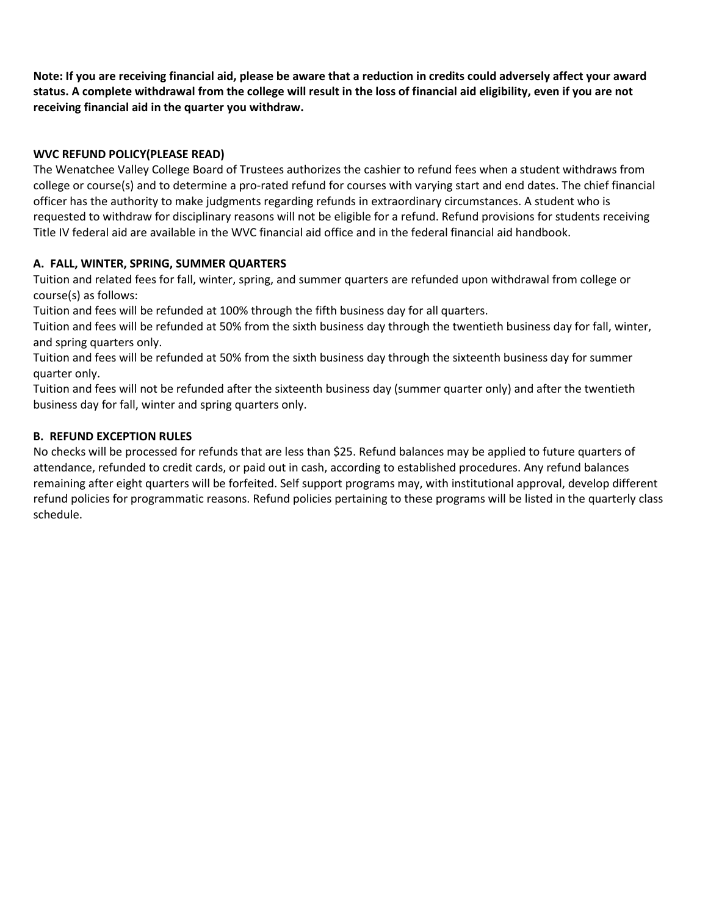**Note: If you are receiving financial aid, please be aware that a reduction in credits could adversely affect your award status. A complete withdrawal from the college will result in the loss of financial aid eligibility, even if you are not receiving financial aid in the quarter you withdraw.**

**WVC REFUND POLICY(PLEASE READ)**

The Wenatchee Valley College Board of Trustees authorizes the cashier to refund fees when a student withdraws from college or course(s) and to determine a pro-rated refund for courses with varying start and end dates. The chief financial officer has the authority to make judgments regarding refunds in extraordinary circumstances. A student who is requested to withdraw for disciplinary reasons will not be eligible for a refund. Refund provisions for students receiving Title IV federal aid are available in the WVC financial aid office and in the federal financial aid handbook.

**A. FALL, WINTER, SPRING, SUMMER QUARTERS**

Tuition and related fees for fall, winter, spring, and summer quarters are refunded upon withdrawal from college or course(s) as follows:

Tuition and fees will be refunded at 100% through the fifth business day for all quarters.

Tuition and fees will be refunded at 50% from the sixth business day through the twentieth business day for fall, winter, and spring quarters only.

Tuition and fees will be refunded at 50% from the sixth business day through the sixteenth business day for summer quarter only.

Tuition and fees will not be refunded after the sixteenth business day (summer quarter only) and after the twentieth business day for fall, winter and spring quarters only.

**B. REFUND EXCEPTION RULES**

No checks will be processed for refunds that are less than $25. Refund balances may be applied to future quarters of attendance, refunded to credit cards, or paid out in cash, according to established procedures. Any refund balances remaining after eight quarters will be forfeited. Self support programs may, with institutional approval, develop different refund policies for programmatic reasons. Refund policies pertaining to these programs will be listed in the quarterly class schedule.